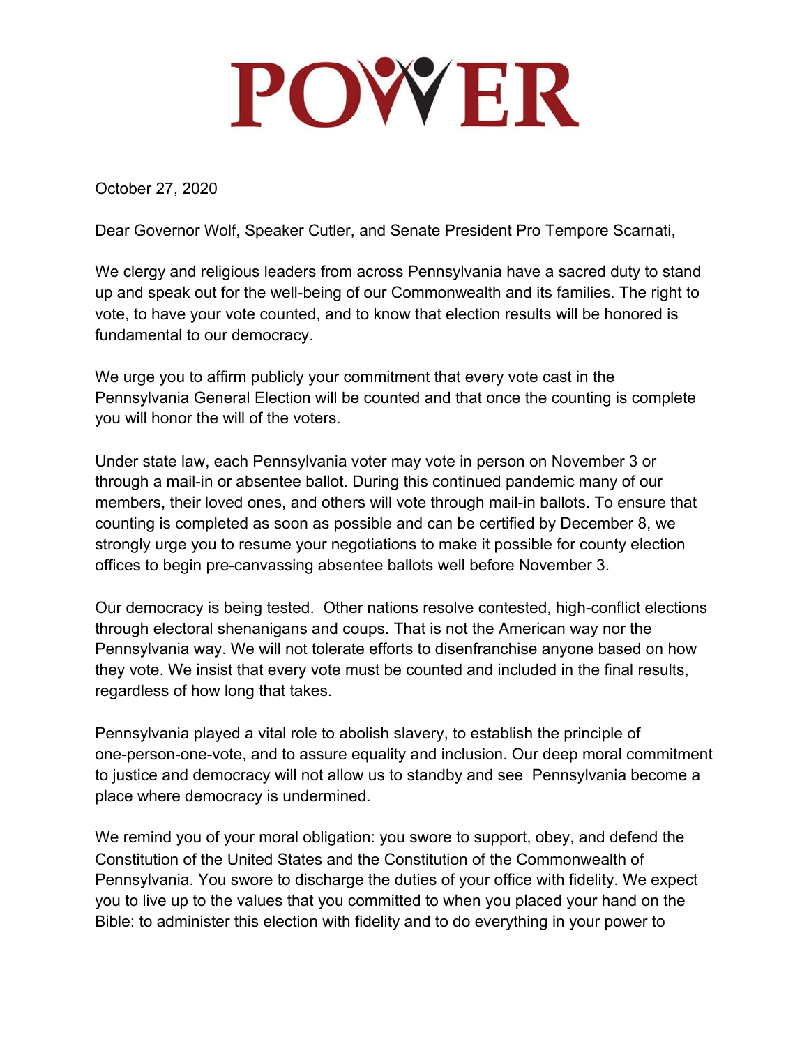# POWER

October 27, 2020

Dear Governor Wolf, Speaker Cutler, and Senate President Pro Tempore Scarnati,

We clergy and religious leaders from across Pennsylvania have a sacred duty to stand up and speak out for the well-being of our Commonwealth and its families. The right to vote, to have your vote counted, and to know that election results will be honored is fundamental to our democracy.

We urge you to affirm publicly your commitment that every vote cast in the Pennsylvania General Election will be counted and that once the counting is complete you will honor the will of the voters.

Under state law, each Pennsylvania voter may vote in person on November 3 or through a mail-in or absentee ballot. During this continued pandemic many of our members, their loved ones, and others will vote through mail-in ballots. To ensure that counting is completed as soon as possible and can be certified by December 8, we strongly urge you to resume your negotiations to make it possible for county election offices to begin pre-canvassing absentee ballots well before November 3.

Our democracy is being tested. Other nations resolve contested, high-conflict elections through electoral shenanigans and coups. That is not the American way nor the Pennsylvania way. We will not tolerate efforts to disenfranchise anyone based on how they vote. We insist that every vote must be counted and included in the final results, regardless of how long that takes.

Pennsylvania played a vital role to abolish slavery, to establish the principle of one-person-one-vote, and to assure equality and inclusion. Our deep moral commitment to justice and democracy will not allow us to standby and see Pennsylvania become a place where democracy is undermined.

We remind you of your moral obligation: you swore to support, obey, and defend the Constitution of the United States and the Constitution of the Commonwealth of Pennsylvania. You swore to discharge the duties of your office with fidelity. We expect you to live up to the values that you committed to when you placed your hand on the Bible: to administer this election with fidelity and to do everything in your power to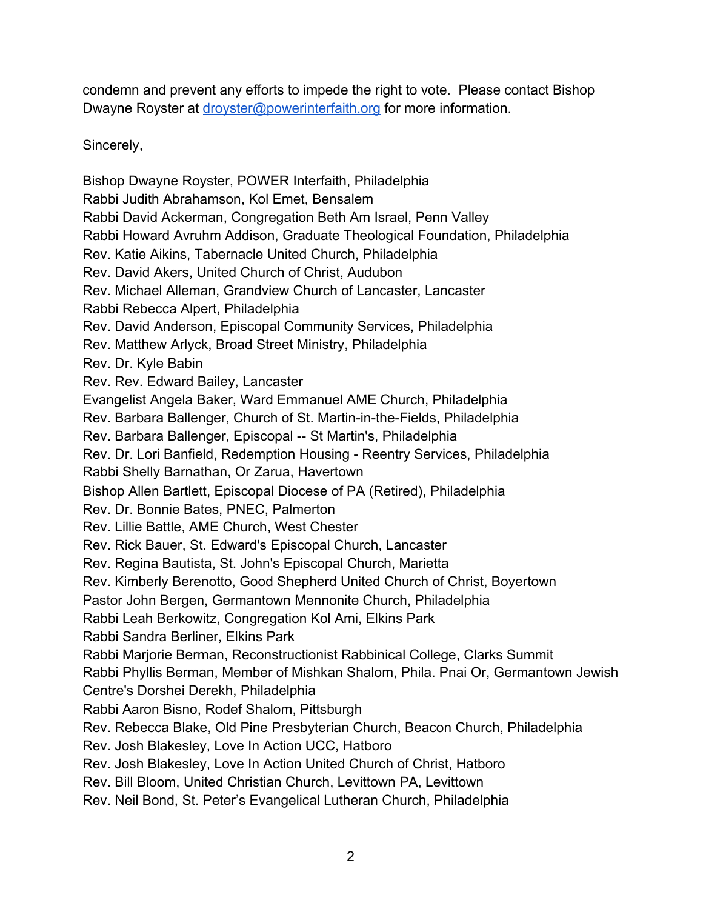condemn and prevent any efforts to impede the right to vote. Please contact Bishop Dwayne Royster at [droyster@powerinterfaith.org](mailto:droyster@powerinterfaith.org) for more information.

Sincerely,

Bishop Dwayne Royster, POWER Interfaith, Philadelphia
Rabbi Judith Abrahamson, Kol Emet, Bensalem
Rabbi David Ackerman, Congregation Beth Am Israel, Penn Valley
Rabbi Howard Avruhm Addison, Graduate Theological Foundation, Philadelphia
Rev. Katie Aikins, Tabernacle United Church, Philadelphia
Rev. David Akers, United Church of Christ, Audubon
Rev. Michael Alleman, Grandview Church of Lancaster, Lancaster
Rabbi Rebecca Alpert, Philadelphia
Rev. David Anderson, Episcopal Community Services, Philadelphia
Rev. Matthew Arlyck, Broad Street Ministry, Philadelphia
Rev. Dr. Kyle Babin
Rev. Rev. Edward Bailey, Lancaster
Evangelist Angela Baker, Ward Emmanuel AME Church, Philadelphia
Rev. Barbara Ballenger, Church of St. Martin-in-the-Fields, Philadelphia
Rev. Barbara Ballenger, Episcopal -- St Martin's, Philadelphia
Rev. Dr. Lori Banfield, Redemption Housing - Reentry Services, Philadelphia
Rabbi Shelly Barnathan, Or Zarua, Havertown
Bishop Allen Bartlett, Episcopal Diocese of PA (Retired), Philadelphia
Rev. Dr. Bonnie Bates, PNEC, Palmerton
Rev. Lillie Battle, AME Church, West Chester
Rev. Rick Bauer, St. Edward's Episcopal Church, Lancaster
Rev. Regina Bautista, St. John's Episcopal Church, Marietta
Rev. Kimberly Berenotto, Good Shepherd United Church of Christ, Boyertown
Pastor John Bergen, Germantown Mennonite Church, Philadelphia
Rabbi Leah Berkowitz, Congregation Kol Ami, Elkins Park
Rabbi Sandra Berliner, Elkins Park
Rabbi Marjorie Berman, Reconstructionist Rabbinical College, Clarks Summit
Rabbi Phyllis Berman, Member of Mishkan Shalom, Phila. Pnai Or, Germantown Jewish Centre's Dorshei Derekh, Philadelphia
Rabbi Aaron Bisno, Rodef Shalom, Pittsburgh
Rev. Rebecca Blake, Old Pine Presbyterian Church, Beacon Church, Philadelphia
Rev. Josh Blakesley, Love In Action UCC, Hatboro
Rev. Josh Blakesley, Love In Action United Church of Christ, Hatboro
Rev. Bill Bloom, United Christian Church, Levittown PA, Levittown
Rev. Neil Bond, St. Peter's Evangelical Lutheran Church, Philadelphia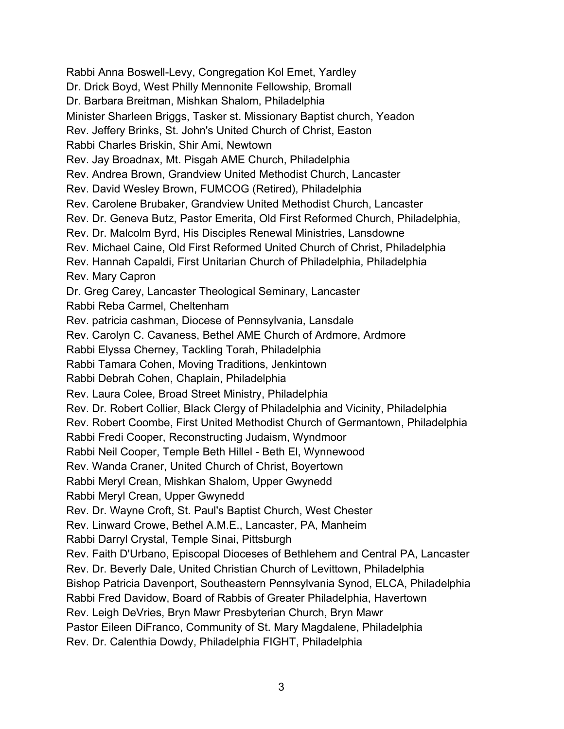Rabbi Anna Boswell-Levy, Congregation Kol Emet, Yardley
Dr. Drick Boyd, West Philly Mennonite Fellowship, Bromall
Dr. Barbara Breitman, Mishkan Shalom, Philadelphia
Minister Sharleen Briggs, Tasker st. Missionary Baptist church, Yeadon
Rev. Jeffery Brinks, St. John's United Church of Christ, Easton
Rabbi Charles Briskin, Shir Ami, Newtown
Rev. Jay Broadnax, Mt. Pisgah AME Church, Philadelphia
Rev. Andrea Brown, Grandview United Methodist Church, Lancaster
Rev. David Wesley Brown, FUMCOG (Retired), Philadelphia
Rev. Carolene Brubaker, Grandview United Methodist Church, Lancaster
Rev. Dr. Geneva Butz, Pastor Emerita, Old First Reformed Church, Philadelphia,
Rev. Dr. Malcolm Byrd, His Disciples Renewal Ministries, Lansdowne
Rev. Michael Caine, Old First Reformed United Church of Christ, Philadelphia
Rev. Hannah Capaldi, First Unitarian Church of Philadelphia, Philadelphia
Rev. Mary Capron
Dr. Greg Carey, Lancaster Theological Seminary, Lancaster
Rabbi Reba Carmel, Cheltenham
Rev. patricia cashman, Diocese of Pennsylvania, Lansdale
Rev. Carolyn C. Cavaness, Bethel AME Church of Ardmore, Ardmore
Rabbi Elyssa Cherney, Tackling Torah, Philadelphia
Rabbi Tamara Cohen, Moving Traditions, Jenkintown
Rabbi Debrah Cohen, Chaplain, Philadelphia
Rev. Laura Colee, Broad Street Ministry, Philadelphia
Rev. Dr. Robert Collier, Black Clergy of Philadelphia and Vicinity, Philadelphia
Rev. Robert Coombe, First United Methodist Church of Germantown, Philadelphia
Rabbi Fredi Cooper, Reconstructing Judaism, Wyndmoor
Rabbi Neil Cooper, Temple Beth Hillel - Beth El, Wynnewood
Rev. Wanda Craner, United Church of Christ, Boyertown
Rabbi Meryl Crean, Mishkan Shalom, Upper Gwynedd
Rabbi Meryl Crean, Upper Gwynedd
Rev. Dr. Wayne Croft, St. Paul's Baptist Church, West Chester
Rev. Linward Crowe, Bethel A.M.E., Lancaster, PA, Manheim
Rabbi Darryl Crystal, Temple Sinai, Pittsburgh
Rev. Faith D'Urbano, Episcopal Dioceses of Bethlehem and Central PA, Lancaster
Rev. Dr. Beverly Dale, United Christian Church of Levittown, Philadelphia
Bishop Patricia Davenport, Southeastern Pennsylvania Synod, ELCA, Philadelphia
Rabbi Fred Davidow, Board of Rabbis of Greater Philadelphia, Havertown
Rev. Leigh DeVries, Bryn Mawr Presbyterian Church, Bryn Mawr
Pastor Eileen DiFranco, Community of St. Mary Magdalene, Philadelphia
Rev. Dr. Calenthia Dowdy, Philadelphia FIGHT, Philadelphia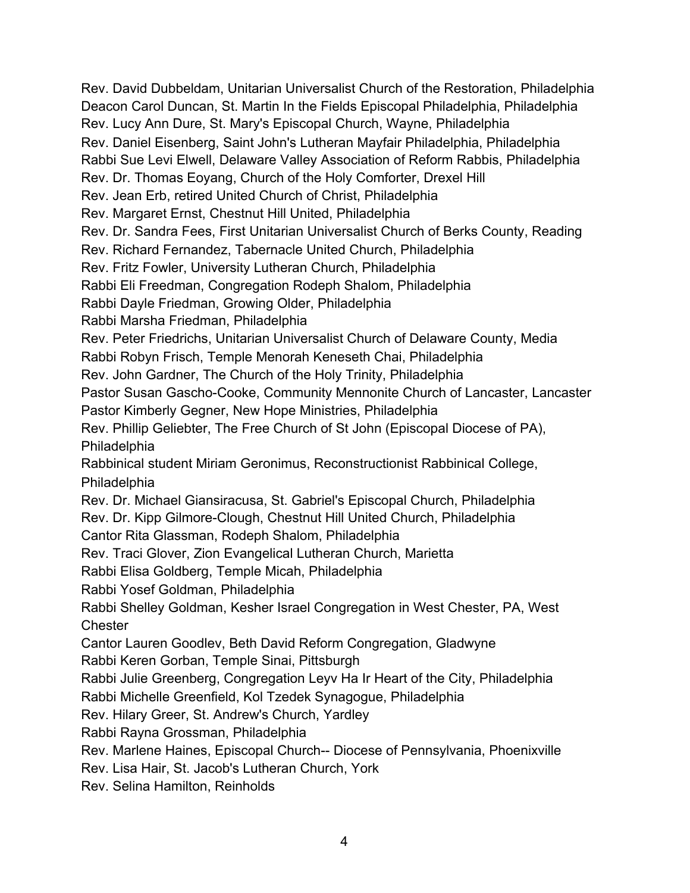Rev. David Dubbeldam, Unitarian Universalist Church of the Restoration, Philadelphia
Deacon Carol Duncan, St. Martin In the Fields Episcopal Philadelphia, Philadelphia
Rev. Lucy Ann Dure, St. Mary's Episcopal Church, Wayne, Philadelphia
Rev. Daniel Eisenberg, Saint John's Lutheran Mayfair Philadelphia, Philadelphia
Rabbi Sue Levi Elwell, Delaware Valley Association of Reform Rabbis, Philadelphia
Rev. Dr. Thomas Eoyang, Church of the Holy Comforter, Drexel Hill
Rev. Jean Erb, retired United Church of Christ, Philadelphia
Rev. Margaret Ernst, Chestnut Hill United, Philadelphia
Rev. Dr. Sandra Fees, First Unitarian Universalist Church of Berks County, Reading
Rev. Richard Fernandez, Tabernacle United Church, Philadelphia
Rev. Fritz Fowler, University Lutheran Church, Philadelphia
Rabbi Eli Freedman, Congregation Rodeph Shalom, Philadelphia
Rabbi Dayle Friedman, Growing Older, Philadelphia
Rabbi Marsha Friedman, Philadelphia
Rev. Peter Friedrichs, Unitarian Universalist Church of Delaware County, Media
Rabbi Robyn Frisch, Temple Menorah Keneseth Chai, Philadelphia
Rev. John Gardner, The Church of the Holy Trinity, Philadelphia
Pastor Susan Gascho-Cooke, Community Mennonite Church of Lancaster, Lancaster
Pastor Kimberly Gegner, New Hope Ministries, Philadelphia
Rev. Phillip Geliebter, The Free Church of St John (Episcopal Diocese of PA), Philadelphia
Rabbinical student Miriam Geronimus, Reconstructionist Rabbinical College, Philadelphia
Rev. Dr. Michael Giansiracusa, St. Gabriel's Episcopal Church, Philadelphia
Rev. Dr. Kipp Gilmore-Clough, Chestnut Hill United Church, Philadelphia
Cantor Rita Glassman, Rodeph Shalom, Philadelphia
Rev. Traci Glover, Zion Evangelical Lutheran Church, Marietta
Rabbi Elisa Goldberg, Temple Micah, Philadelphia
Rabbi Yosef Goldman, Philadelphia
Rabbi Shelley Goldman, Kesher Israel Congregation in West Chester, PA, West Chester
Cantor Lauren Goodlev, Beth David Reform Congregation, Gladwyne
Rabbi Keren Gorban, Temple Sinai, Pittsburgh
Rabbi Julie Greenberg, Congregation Leyv Ha Ir Heart of the City, Philadelphia
Rabbi Michelle Greenfield, Kol Tzedek Synagogue, Philadelphia
Rev. Hilary Greer, St. Andrew's Church, Yardley
Rabbi Rayna Grossman, Philadelphia
Rev. Marlene Haines, Episcopal Church-- Diocese of Pennsylvania, Phoenixville
Rev. Lisa Hair, St. Jacob's Lutheran Church, York
Rev. Selina Hamilton, Reinholds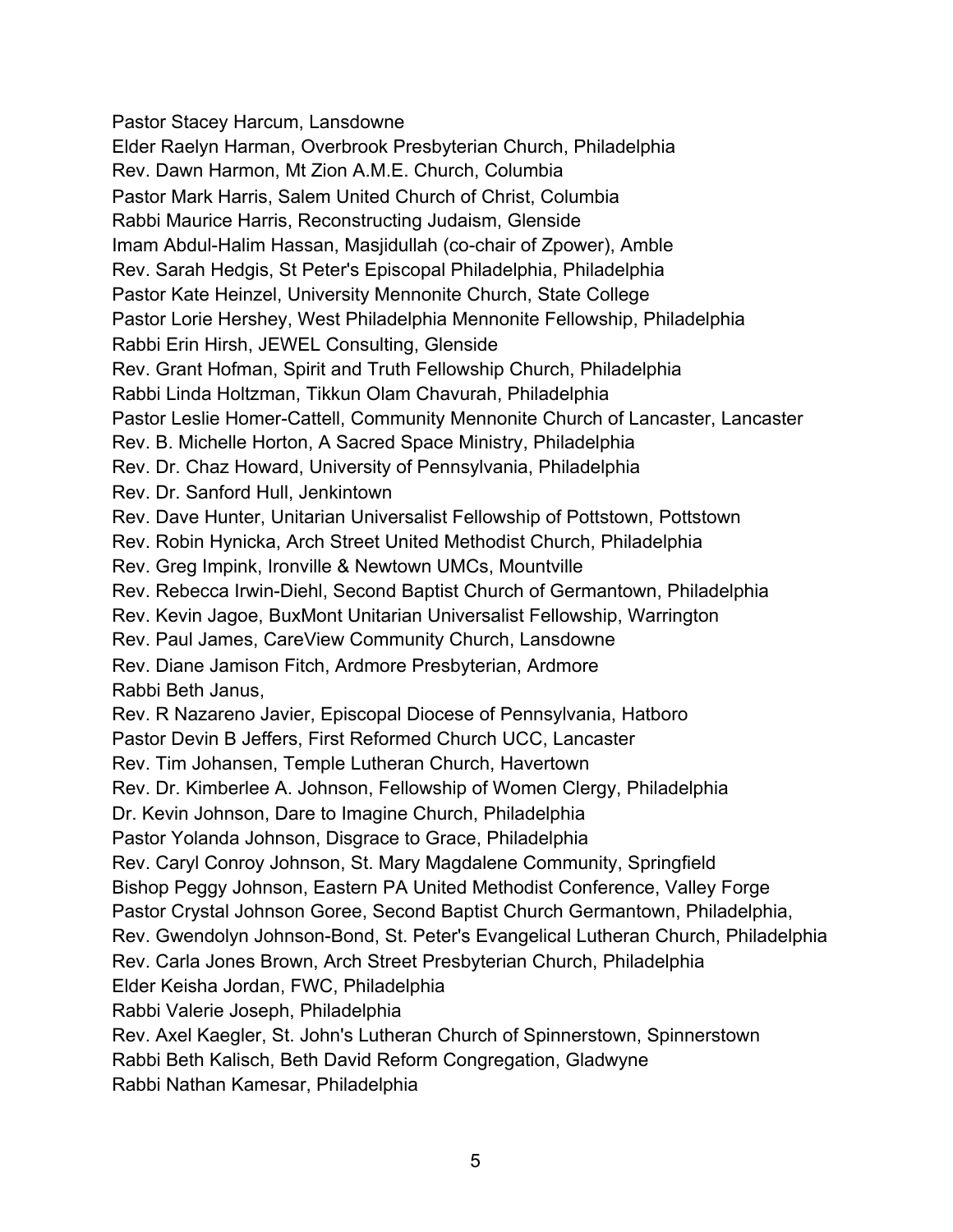Pastor Stacey Harcum, Lansdowne
Elder Raelyn Harman, Overbrook Presbyterian Church, Philadelphia
Rev. Dawn Harmon, Mt Zion A.M.E. Church, Columbia
Pastor Mark Harris, Salem United Church of Christ, Columbia
Rabbi Maurice Harris, Reconstructing Judaism, Glenside
Imam Abdul-Halim Hassan, Masjidullah (co-chair of Zpower), Amble
Rev. Sarah Hedgis, St Peter's Episcopal Philadelphia, Philadelphia
Pastor Kate Heinzel, University Mennonite Church, State College
Pastor Lorie Hershey, West Philadelphia Mennonite Fellowship, Philadelphia
Rabbi Erin Hirsh, JEWEL Consulting, Glenside
Rev. Grant Hofman, Spirit and Truth Fellowship Church, Philadelphia
Rabbi Linda Holtzman, Tikkun Olam Chavurah, Philadelphia
Pastor Leslie Homer-Cattell, Community Mennonite Church of Lancaster, Lancaster
Rev. B. Michelle Horton, A Sacred Space Ministry, Philadelphia
Rev. Dr. Chaz Howard, University of Pennsylvania, Philadelphia
Rev. Dr. Sanford Hull, Jenkintown
Rev. Dave Hunter, Unitarian Universalist Fellowship of Pottstown, Pottstown
Rev. Robin Hynicka, Arch Street United Methodist Church, Philadelphia
Rev. Greg Impink, Ironville & Newtown UMCs, Mountville
Rev. Rebecca Irwin-Diehl, Second Baptist Church of Germantown, Philadelphia
Rev. Kevin Jagoe, BuxMont Unitarian Universalist Fellowship, Warrington
Rev. Paul James, CareView Community Church, Lansdowne
Rev. Diane Jamison Fitch, Ardmore Presbyterian, Ardmore
Rabbi Beth Janus,
Rev. R Nazareno Javier, Episcopal Diocese of Pennsylvania, Hatboro
Pastor Devin B Jeffers, First Reformed Church UCC, Lancaster
Rev. Tim Johansen, Temple Lutheran Church, Havertown
Rev. Dr. Kimberlee A. Johnson, Fellowship of Women Clergy, Philadelphia
Dr. Kevin Johnson, Dare to Imagine Church, Philadelphia
Pastor Yolanda Johnson, Disgrace to Grace, Philadelphia
Rev. Caryl Conroy Johnson, St. Mary Magdalene Community, Springfield
Bishop Peggy Johnson, Eastern PA United Methodist Conference, Valley Forge
Pastor Crystal Johnson Goree, Second Baptist Church Germantown, Philadelphia,
Rev. Gwendolyn Johnson-Bond, St. Peter's Evangelical Lutheran Church, Philadelphia
Rev. Carla Jones Brown, Arch Street Presbyterian Church, Philadelphia
Elder Keisha Jordan, FWC, Philadelphia
Rabbi Valerie Joseph, Philadelphia
Rev. Axel Kaegler, St. John's Lutheran Church of Spinnerstown, Spinnerstown
Rabbi Beth Kalisch, Beth David Reform Congregation, Gladwyne
Rabbi Nathan Kamesar, Philadelphia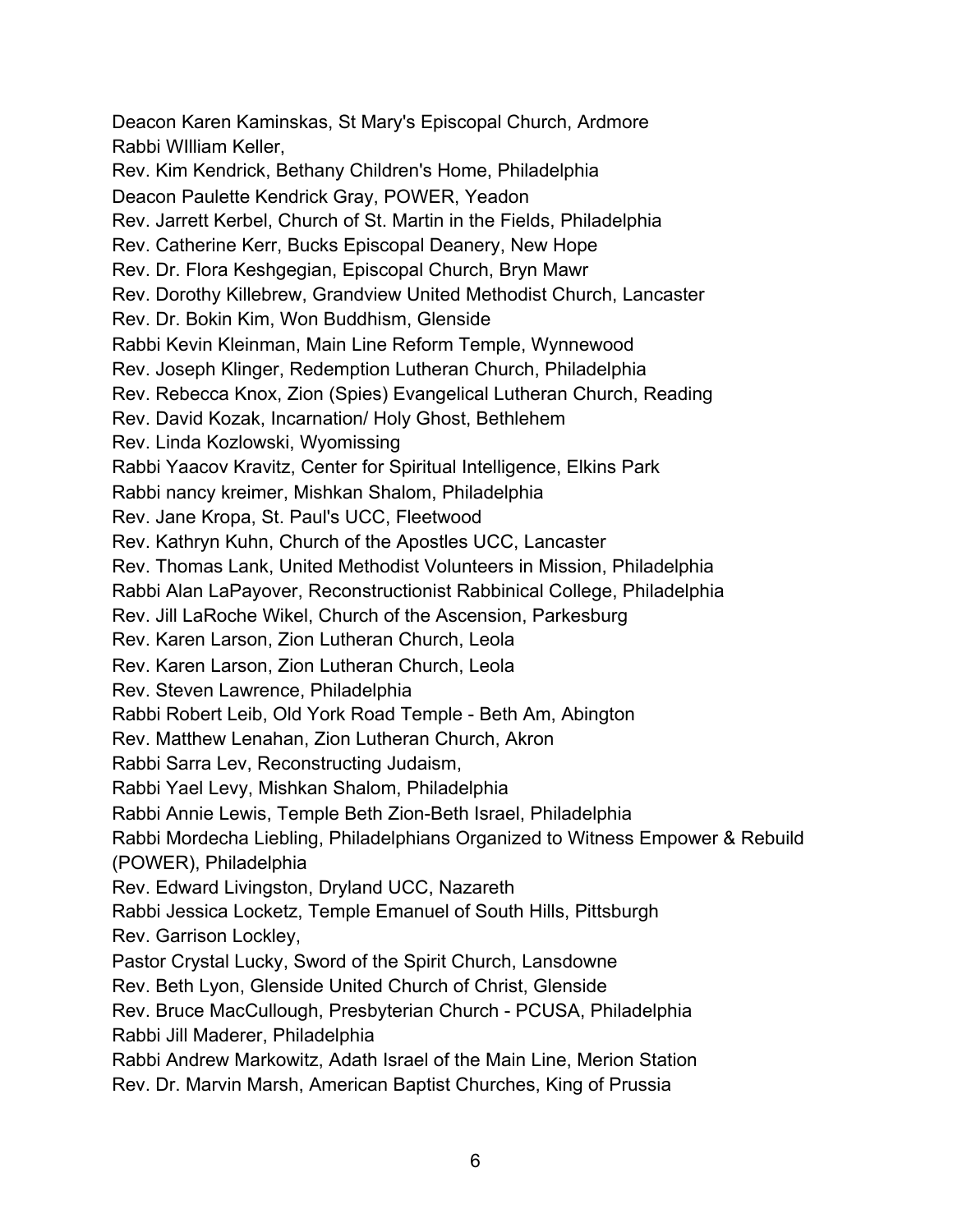Deacon Karen Kaminskas, St Mary's Episcopal Church, Ardmore  
Rabbi WIlliam Keller,  
Rev. Kim Kendrick, Bethany Children's Home, Philadelphia  
Deacon Paulette Kendrick Gray, POWER, Yeadon  
Rev. Jarrett Kerbel, Church of St. Martin in the Fields, Philadelphia  
Rev. Catherine Kerr, Bucks Episcopal Deanery, New Hope  
Rev. Dr. Flora Keshgegian, Episcopal Church, Bryn Mawr  
Rev. Dorothy Killebrew, Grandview United Methodist Church, Lancaster  
Rev. Dr. Bokin Kim, Won Buddhism, Glenside  
Rabbi Kevin Kleinman, Main Line Reform Temple, Wynnewood  
Rev. Joseph Klinger, Redemption Lutheran Church, Philadelphia  
Rev. Rebecca Knox, Zion (Spies) Evangelical Lutheran Church, Reading  
Rev. David Kozak, Incarnation/ Holy Ghost, Bethlehem  
Rev. Linda Kozlowski, Wyomissing  
Rabbi Yaacov Kravitz, Center for Spiritual Intelligence, Elkins Park  
Rabbi nancy kreimer, Mishkan Shalom, Philadelphia  
Rev. Jane Kropa, St. Paul's UCC, Fleetwood  
Rev. Kathryn Kuhn, Church of the Apostles UCC, Lancaster  
Rev. Thomas Lank, United Methodist Volunteers in Mission, Philadelphia  
Rabbi Alan LaPayover, Reconstructionist Rabbinical College, Philadelphia  
Rev. Jill LaRoche Wikel, Church of the Ascension, Parkesburg  
Rev. Karen Larson, Zion Lutheran Church, Leola  
Rev. Karen Larson, Zion Lutheran Church, Leola  
Rev. Steven Lawrence, Philadelphia  
Rabbi Robert Leib, Old York Road Temple - Beth Am, Abington  
Rev. Matthew Lenahan, Zion Lutheran Church, Akron  
Rabbi Sarra Lev, Reconstructing Judaism,  
Rabbi Yael Levy, Mishkan Shalom, Philadelphia  
Rabbi Annie Lewis, Temple Beth Zion-Beth Israel, Philadelphia  
Rabbi Mordecha Liebling, Philadelphians Organized to Witness Empower & Rebuild (POWER), Philadelphia  
Rev. Edward Livingston, Dryland UCC, Nazareth  
Rabbi Jessica Locketz, Temple Emanuel of South Hills, Pittsburgh  
Rev. Garrison Lockley,  
Pastor Crystal Lucky, Sword of the Spirit Church, Lansdowne  
Rev. Beth Lyon, Glenside United Church of Christ, Glenside  
Rev. Bruce MacCullough, Presbyterian Church - PCUSA, Philadelphia  
Rabbi Jill Maderer, Philadelphia  
Rabbi Andrew Markowitz, Adath Israel of the Main Line, Merion Station  
Rev. Dr. Marvin Marsh, American Baptist Churches, King of Prussia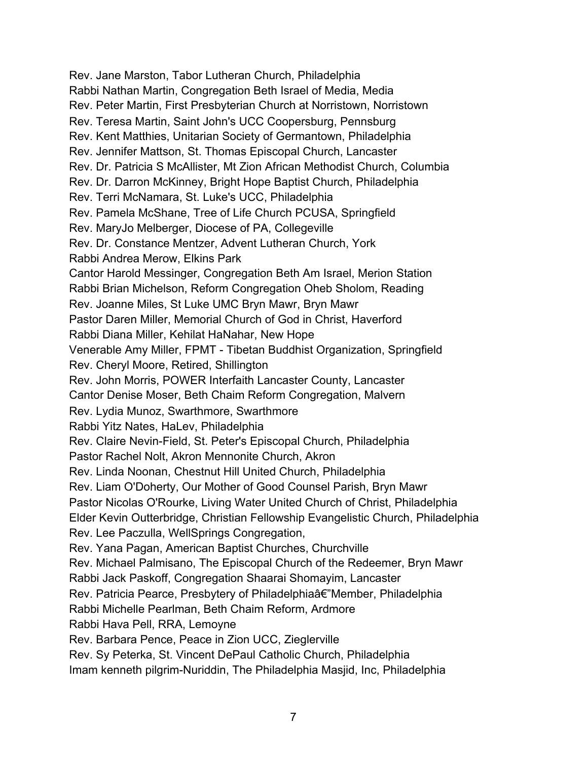Rev. Jane Marston, Tabor Lutheran Church, Philadelphia
Rabbi Nathan Martin, Congregation Beth Israel of Media, Media
Rev. Peter Martin, First Presbyterian Church at Norristown, Norristown
Rev. Teresa Martin, Saint John's UCC Coopersburg, Pennsburg
Rev. Kent Matthies, Unitarian Society of Germantown, Philadelphia
Rev. Jennifer Mattson, St. Thomas Episcopal Church, Lancaster
Rev. Dr. Patricia S McAllister, Mt Zion African Methodist Church, Columbia
Rev. Dr. Darron McKinney, Bright Hope Baptist Church, Philadelphia
Rev. Terri McNamara, St. Luke's UCC, Philadelphia
Rev. Pamela McShane, Tree of Life Church PCUSA, Springfield
Rev. MaryJo Melberger, Diocese of PA, Collegeville
Rev. Dr. Constance Mentzer, Advent Lutheran Church, York
Rabbi Andrea Merow, Elkins Park
Cantor Harold Messinger, Congregation Beth Am Israel, Merion Station
Rabbi Brian Michelson, Reform Congregation Oheb Sholom, Reading
Rev. Joanne Miles, St Luke UMC Bryn Mawr, Bryn Mawr
Pastor Daren Miller, Memorial Church of God in Christ, Haverford
Rabbi Diana Miller, Kehilat HaNahar, New Hope
Venerable Amy Miller, FPMT - Tibetan Buddhist Organization, Springfield
Rev. Cheryl Moore, Retired, Shillington
Rev. John Morris, POWER Interfaith Lancaster County, Lancaster
Cantor Denise Moser, Beth Chaim Reform Congregation, Malvern
Rev. Lydia Munoz, Swarthmore, Swarthmore
Rabbi Yitz Nates, HaLev, Philadelphia
Rev. Claire Nevin-Field, St. Peter's Episcopal Church, Philadelphia
Pastor Rachel Nolt, Akron Mennonite Church, Akron
Rev. Linda Noonan, Chestnut Hill United Church, Philadelphia
Rev. Liam O'Doherty, Our Mother of Good Counsel Parish, Bryn Mawr
Pastor Nicolas O'Rourke, Living Water United Church of Christ, Philadelphia
Elder Kevin Outterbridge, Christian Fellowship Evangelistic Church, Philadelphia
Rev. Lee Paczulla, WellSprings Congregation,
Rev. Yana Pagan, American Baptist Churches, Churchville
Rev. Michael Palmisano, The Episcopal Church of the Redeemer, Bryn Mawr
Rabbi Jack Paskoff, Congregation Shaarai Shomayim, Lancaster
Rev. Patricia Pearce, Presbytery of Philadelphiaâ€"Member, Philadelphia
Rabbi Michelle Pearlman, Beth Chaim Reform, Ardmore
Rabbi Hava Pell, RRA, Lemoyne
Rev. Barbara Pence, Peace in Zion UCC, Zieglerville
Rev. Sy Peterka, St. Vincent DePaul Catholic Church, Philadelphia
Imam kenneth pilgrim-Nuriddin, The Philadelphia Masjid, Inc, Philadelphia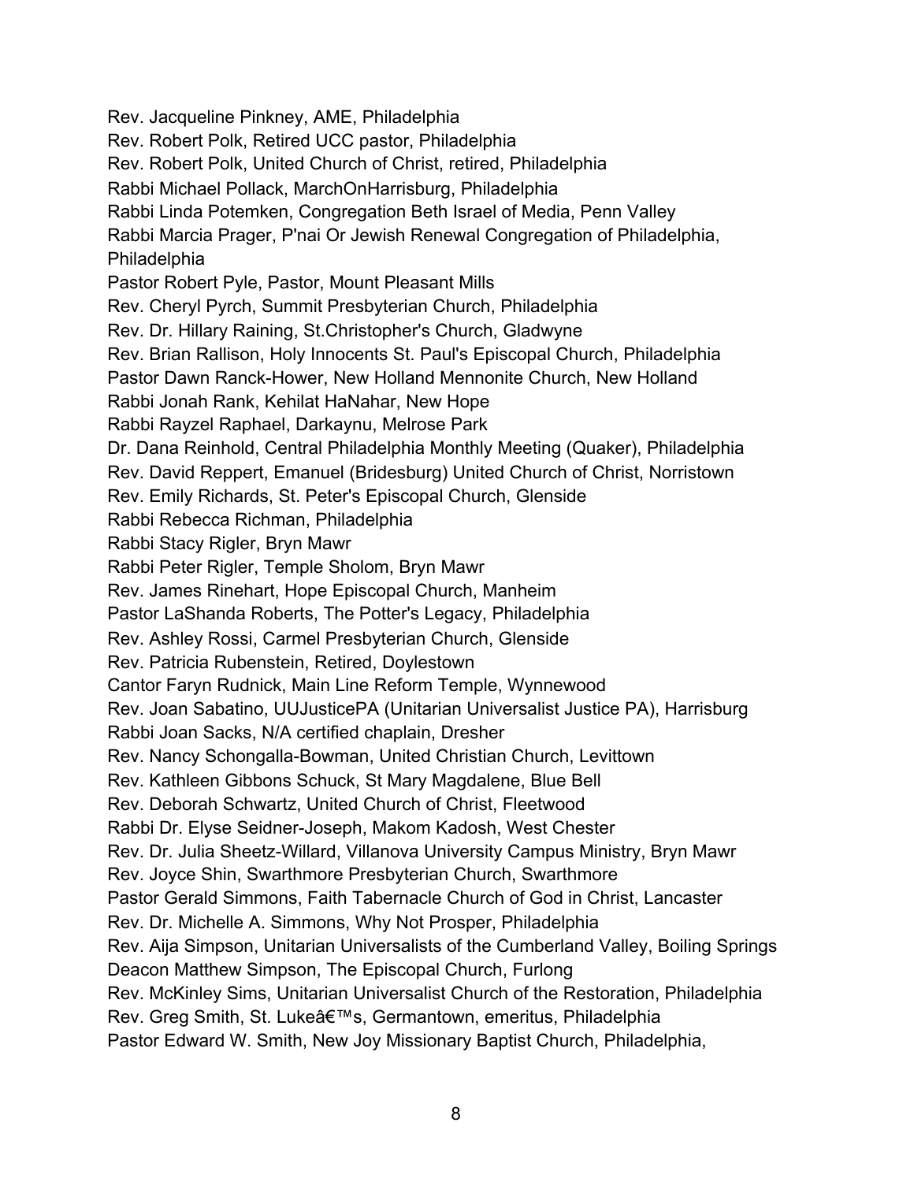Rev. Jacqueline Pinkney, AME, Philadelphia
Rev. Robert Polk, Retired UCC pastor, Philadelphia
Rev. Robert Polk, United Church of Christ, retired, Philadelphia
Rabbi Michael Pollack, MarchOnHarrisburg, Philadelphia
Rabbi Linda Potemken, Congregation Beth Israel of Media, Penn Valley
Rabbi Marcia Prager, P'nai Or Jewish Renewal Congregation of Philadelphia, Philadelphia
Pastor Robert Pyle, Pastor, Mount Pleasant Mills
Rev. Cheryl Pyrch, Summit Presbyterian Church, Philadelphia
Rev. Dr. Hillary Raining, St.Christopher's Church, Gladwyne
Rev. Brian Rallison, Holy Innocents St. Paul's Episcopal Church, Philadelphia
Pastor Dawn Ranck-Hower, New Holland Mennonite Church, New Holland
Rabbi Jonah Rank, Kehilat HaNahar, New Hope
Rabbi Rayzel Raphael, Darkaynu, Melrose Park
Dr. Dana Reinhold, Central Philadelphia Monthly Meeting (Quaker), Philadelphia
Rev. David Reppert, Emanuel (Bridesburg) United Church of Christ, Norristown
Rev. Emily Richards, St. Peter's Episcopal Church, Glenside
Rabbi Rebecca Richman, Philadelphia
Rabbi Stacy Rigler, Bryn Mawr
Rabbi Peter Rigler, Temple Sholom, Bryn Mawr
Rev. James Rinehart, Hope Episcopal Church, Manheim
Pastor LaShanda Roberts, The Potter's Legacy, Philadelphia
Rev. Ashley Rossi, Carmel Presbyterian Church, Glenside
Rev. Patricia Rubenstein, Retired, Doylestown
Cantor Faryn Rudnick, Main Line Reform Temple, Wynnewood
Rev. Joan Sabatino, UUJusticePA (Unitarian Universalist Justice PA), Harrisburg
Rabbi Joan Sacks, N/A certified chaplain, Dresher
Rev. Nancy Schongalla-Bowman, United Christian Church, Levittown
Rev. Kathleen Gibbons Schuck, St Mary Magdalene, Blue Bell
Rev. Deborah Schwartz, United Church of Christ, Fleetwood
Rabbi Dr. Elyse Seidner-Joseph, Makom Kadosh, West Chester
Rev. Dr. Julia Sheetz-Willard, Villanova University Campus Ministry, Bryn Mawr
Rev. Joyce Shin, Swarthmore Presbyterian Church, Swarthmore
Pastor Gerald Simmons, Faith Tabernacle Church of God in Christ, Lancaster
Rev. Dr. Michelle A. Simmons, Why Not Prosper, Philadelphia
Rev. Aija Simpson, Unitarian Universalists of the Cumberland Valley, Boiling Springs
Deacon Matthew Simpson, The Episcopal Church, Furlong
Rev. McKinley Sims, Unitarian Universalist Church of the Restoration, Philadelphia
Rev. Greg Smith, St. Lukeâ€™s, Germantown, emeritus, Philadelphia
Pastor Edward W. Smith, New Joy Missionary Baptist Church, Philadelphia,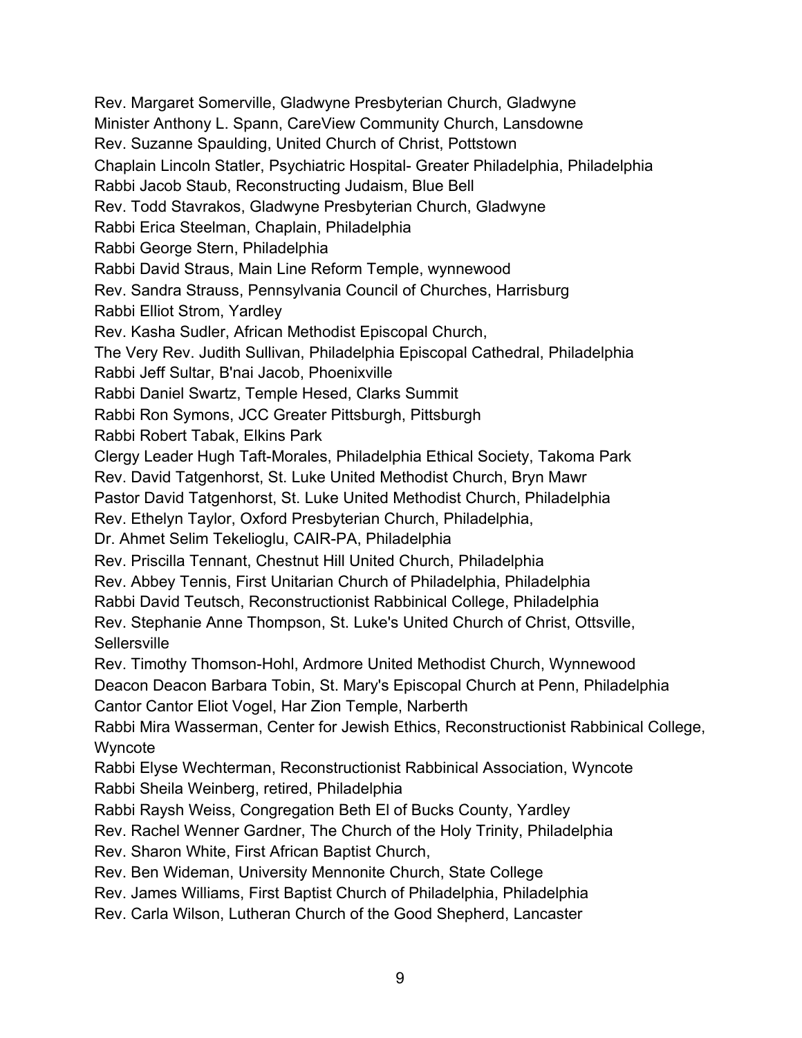Rev. Margaret Somerville, Gladwyne Presbyterian Church, Gladwyne
Minister Anthony L. Spann, CareView Community Church, Lansdowne
Rev. Suzanne Spaulding, United Church of Christ, Pottstown
Chaplain Lincoln Statler, Psychiatric Hospital- Greater Philadelphia, Philadelphia
Rabbi Jacob Staub, Reconstructing Judaism, Blue Bell
Rev. Todd Stavrakos, Gladwyne Presbyterian Church, Gladwyne
Rabbi Erica Steelman, Chaplain, Philadelphia
Rabbi George Stern, Philadelphia
Rabbi David Straus, Main Line Reform Temple, wynnewood
Rev. Sandra Strauss, Pennsylvania Council of Churches, Harrisburg
Rabbi Elliot Strom, Yardley
Rev. Kasha Sudler, African Methodist Episcopal Church,
The Very Rev. Judith Sullivan, Philadelphia Episcopal Cathedral, Philadelphia
Rabbi Jeff Sultar, B'nai Jacob, Phoenixville
Rabbi Daniel Swartz, Temple Hesed, Clarks Summit
Rabbi Ron Symons, JCC Greater Pittsburgh, Pittsburgh
Rabbi Robert Tabak, Elkins Park
Clergy Leader Hugh Taft-Morales, Philadelphia Ethical Society, Takoma Park
Rev. David Tatgenhorst, St. Luke United Methodist Church, Bryn Mawr
Pastor David Tatgenhorst, St. Luke United Methodist Church, Philadelphia
Rev. Ethelyn Taylor, Oxford Presbyterian Church, Philadelphia,
Dr. Ahmet Selim Tekelioglu, CAIR-PA, Philadelphia
Rev. Priscilla Tennant, Chestnut Hill United Church, Philadelphia
Rev. Abbey Tennis, First Unitarian Church of Philadelphia, Philadelphia
Rabbi David Teutsch, Reconstructionist Rabbinical College, Philadelphia
Rev. Stephanie Anne Thompson, St. Luke's United Church of Christ, Ottsville, Sellersville
Rev. Timothy Thomson-Hohl, Ardmore United Methodist Church, Wynnewood
Deacon Deacon Barbara Tobin, St. Mary's Episcopal Church at Penn, Philadelphia
Cantor Cantor Eliot Vogel, Har Zion Temple, Narberth
Rabbi Mira Wasserman, Center for Jewish Ethics, Reconstructionist Rabbinical College, Wyncote
Rabbi Elyse Wechterman, Reconstructionist Rabbinical Association, Wyncote
Rabbi Sheila Weinberg, retired, Philadelphia
Rabbi Raysh Weiss, Congregation Beth El of Bucks County, Yardley
Rev. Rachel Wenner Gardner, The Church of the Holy Trinity, Philadelphia
Rev. Sharon White, First African Baptist Church,
Rev. Ben Wideman, University Mennonite Church, State College
Rev. James Williams, First Baptist Church of Philadelphia, Philadelphia
Rev. Carla Wilson, Lutheran Church of the Good Shepherd, Lancaster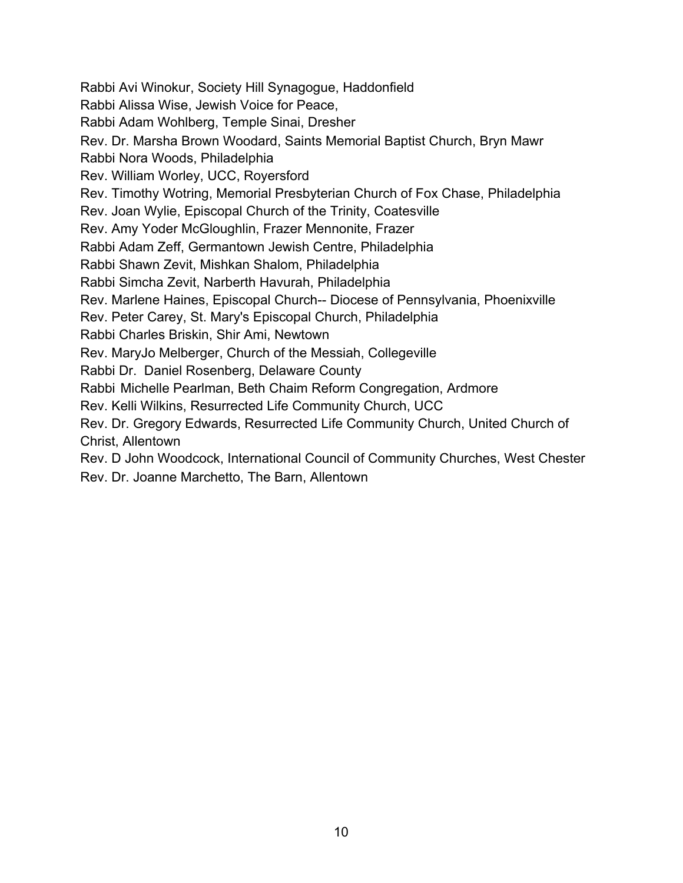Rabbi Avi Winokur, Society Hill Synagogue, Haddonfield  
Rabbi Alissa Wise, Jewish Voice for Peace,  
Rabbi Adam Wohlberg, Temple Sinai, Dresher  
Rev. Dr. Marsha Brown Woodard, Saints Memorial Baptist Church, Bryn Mawr  
Rabbi Nora Woods, Philadelphia  
Rev. William Worley, UCC, Royersford  
Rev. Timothy Wotring, Memorial Presbyterian Church of Fox Chase, Philadelphia  
Rev. Joan Wylie, Episcopal Church of the Trinity, Coatesville  
Rev. Amy Yoder McGloughlin, Frazer Mennonite, Frazer  
Rabbi Adam Zeff, Germantown Jewish Centre, Philadelphia  
Rabbi Shawn Zevit, Mishkan Shalom, Philadelphia  
Rabbi Simcha Zevit, Narberth Havurah, Philadelphia  
Rev. Marlene Haines, Episcopal Church-- Diocese of Pennsylvania, Phoenixville  
Rev. Peter Carey, St. Mary's Episcopal Church, Philadelphia  
Rabbi Charles Briskin, Shir Ami, Newtown  
Rev. MaryJo Melberger, Church of the Messiah, Collegeville  
Rabbi Dr. Daniel Rosenberg, Delaware County  
Rabbi Michelle Pearlman, Beth Chaim Reform Congregation, Ardmore  
Rev. Kelli Wilkins, Resurrected Life Community Church, UCC  
Rev. Dr. Gregory Edwards, Resurrected Life Community Church, United Church of Christ, Allentown  
Rev. D John Woodcock, International Council of Community Churches, West Chester  
Rev. Dr. Joanne Marchetto, The Barn, Allentown